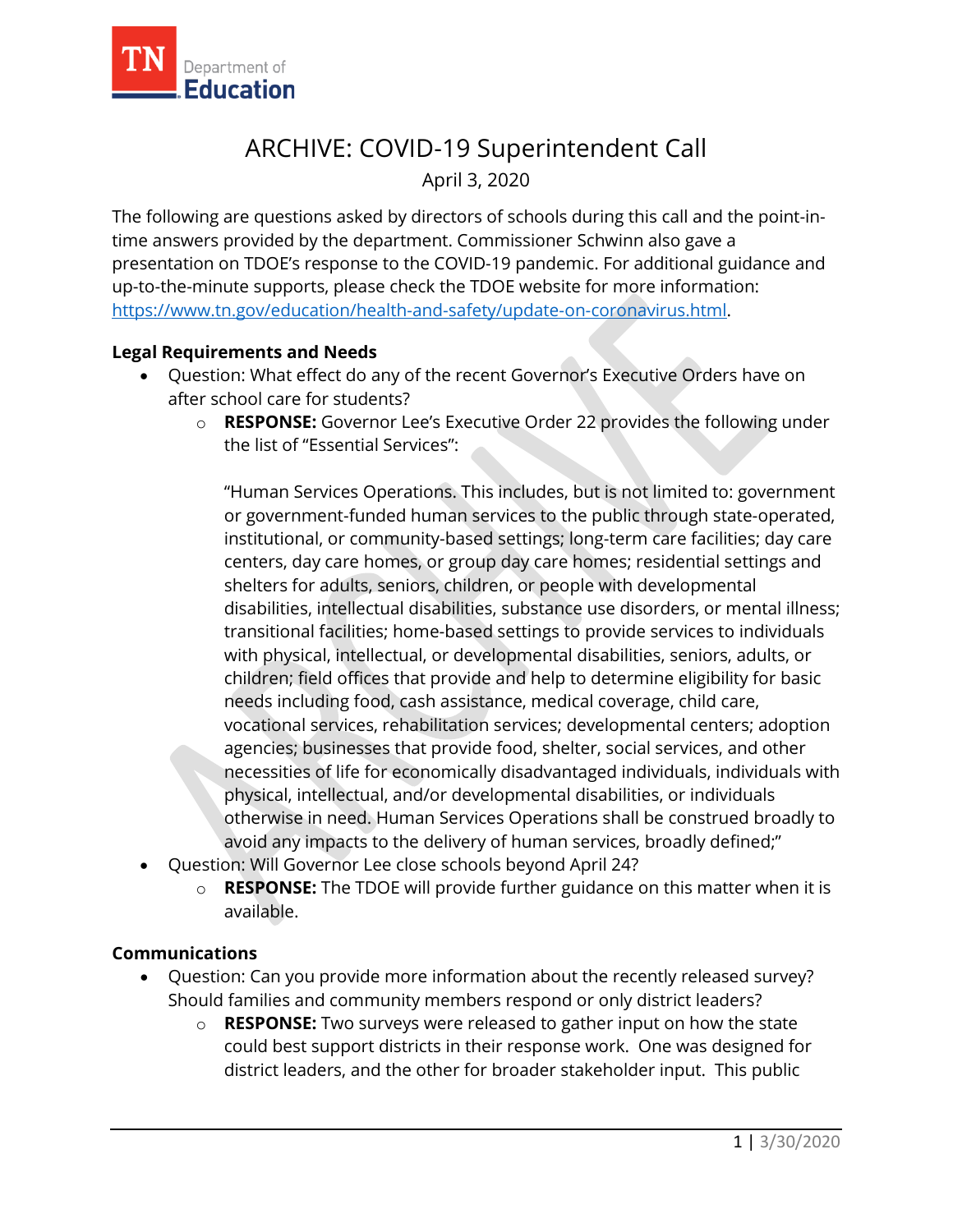# ARCHIVE: COVID-19 Superintendent Call

April 3, 2020

The following are questions asked by directors of schools during this call and the point-in-time answers provided by the department. Commissioner Schwinn also gave a presentation on TDOE's response to the COVID-19 pandemic. For additional guidance and up-to-the-minute supports, please check the TDOE website for more information: https://www.tn.gov/education/health-and-safety/update-on-coronavirus.html.

**Legal Requirements and Needs**

- Question: What effect do any of the recent Governor's Executive Orders have on after school care for students?
  - **RESPONSE:** Governor Lee's Executive Order 22 provides the following under the list of "Essential Services":

    "Human Services Operations. This includes, but is not limited to: government or government-funded human services to the public through state-operated, institutional, or community-based settings; long-term care facilities; day care centers, day care homes, or group day care homes; residential settings and shelters for adults, seniors, children, or people with developmental disabilities, intellectual disabilities, substance use disorders, or mental illness; transitional facilities; home-based settings to provide services to individuals with physical, intellectual, or developmental disabilities, seniors, adults, or children; field offices that provide and help to determine eligibility for basic needs including food, cash assistance, medical coverage, child care, vocational services, rehabilitation services; developmental centers; adoption agencies; businesses that provide food, shelter, social services, and other necessities of life for economically disadvantaged individuals, individuals with physical, intellectual, and/or developmental disabilities, or individuals otherwise in need. Human Services Operations shall be construed broadly to avoid any impacts to the delivery of human services, broadly defined;"
- Question: Will Governor Lee close schools beyond April 24?
  - **RESPONSE:** The TDOE will provide further guidance on this matter when it is available.

**Communications**

- Question: Can you provide more information about the recently released survey? Should families and community members respond or only district leaders?
  - **RESPONSE:** Two surveys were released to gather input on how the state could best support districts in their response work. One was designed for district leaders, and the other for broader stakeholder input. This public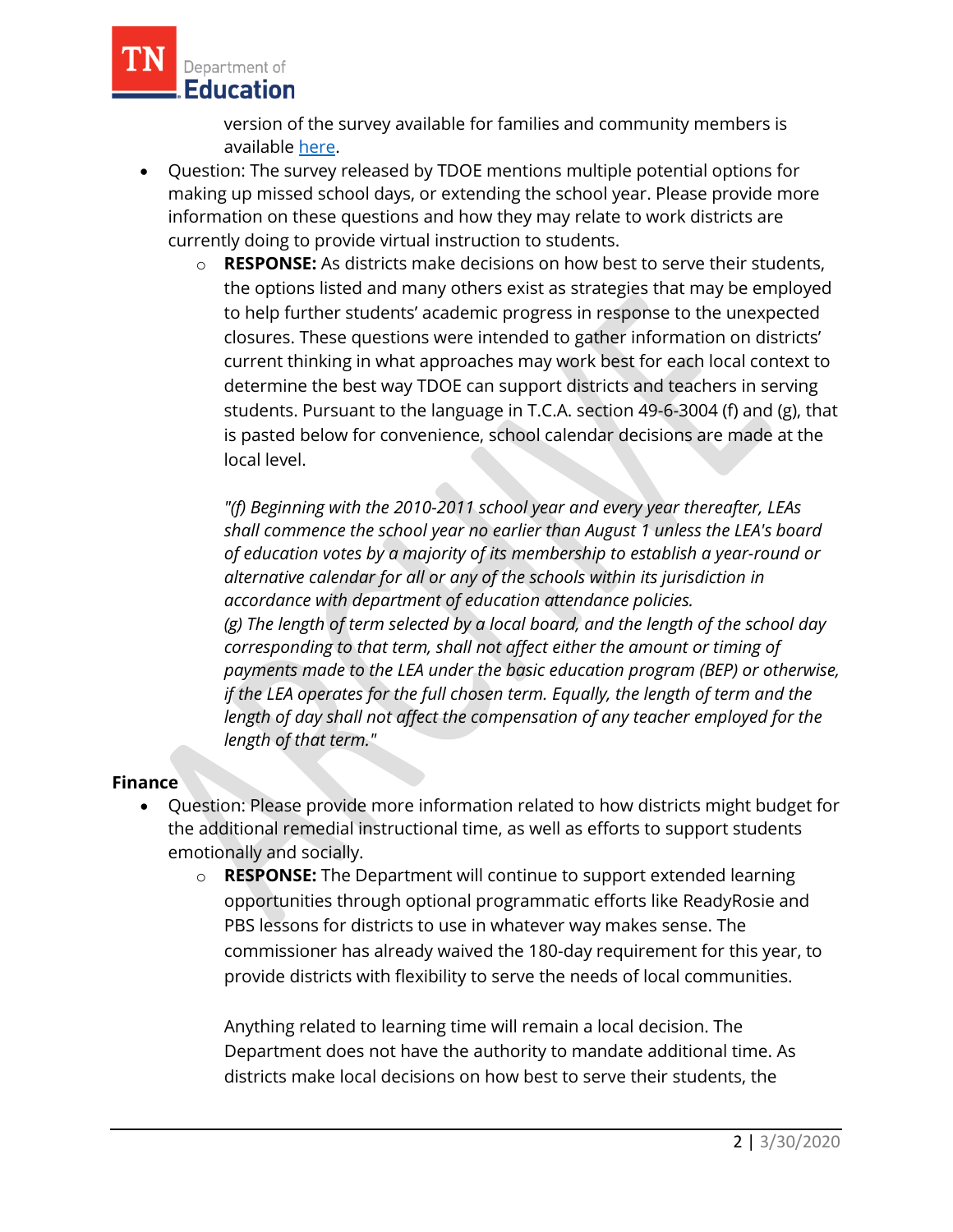version of the survey available for families and community members is available [here](#).

- Question: The survey released by TDOE mentions multiple potential options for making up missed school days, or extending the school year. Please provide more information on these questions and how they may relate to work districts are currently doing to provide virtual instruction to students.
  - **RESPONSE:** As districts make decisions on how best to serve their students, the options listed and many others exist as strategies that may be employed to help further students' academic progress in response to the unexpected closures. These questions were intended to gather information on districts' current thinking in what approaches may work best for each local context to determine the best way TDOE can support districts and teachers in serving students. Pursuant to the language in T.C.A. section 49-6-3004 (f) and (g), that is pasted below for convenience, school calendar decisions are made at the local level.

    *"(f) Beginning with the 2010-2011 school year and every year thereafter, LEAs shall commence the school year no earlier than August 1 unless the LEA's board of education votes by a majority of its membership to establish a year-round or alternative calendar for all or any of the schools within its jurisdiction in accordance with department of education attendance policies.*
    *(g) The length of term selected by a local board, and the length of the school day corresponding to that term, shall not affect either the amount or timing of payments made to the LEA under the basic education program (BEP) or otherwise, if the LEA operates for the full chosen term. Equally, the length of term and the length of day shall not affect the compensation of any teacher employed for the length of that term."*

**Finance**

- Question: Please provide more information related to how districts might budget for the additional remedial instructional time, as well as efforts to support students emotionally and socially.
  - **RESPONSE:** The Department will continue to support extended learning opportunities through optional programmatic efforts like ReadyRosie and PBS lessons for districts to use in whatever way makes sense. The commissioner has already waived the 180-day requirement for this year, to provide districts with flexibility to serve the needs of local communities.

    Anything related to learning time will remain a local decision. The Department does not have the authority to mandate additional time. As districts make local decisions on how best to serve their students, the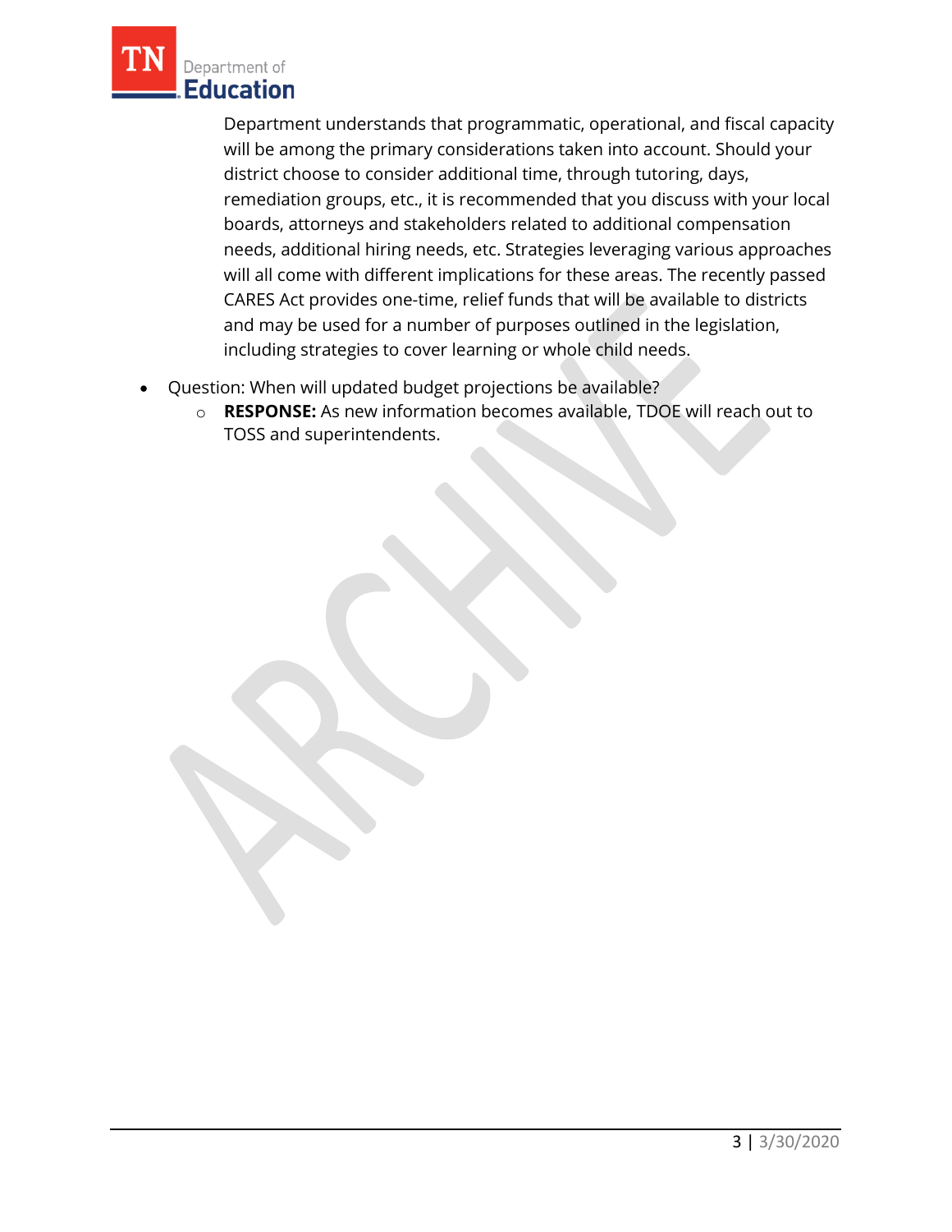Department understands that programmatic, operational, and fiscal capacity will be among the primary considerations taken into account. Should your district choose to consider additional time, through tutoring, days, remediation groups, etc., it is recommended that you discuss with your local boards, attorneys and stakeholders related to additional compensation needs, additional hiring needs, etc. Strategies leveraging various approaches will all come with different implications for these areas. The recently passed CARES Act provides one-time, relief funds that will be available to districts and may be used for a number of purposes outlined in the legislation, including strategies to cover learning or whole child needs.

- Question: When will updated budget projections be available?
  - **RESPONSE:** As new information becomes available, TDOE will reach out to TOSS and superintendents.